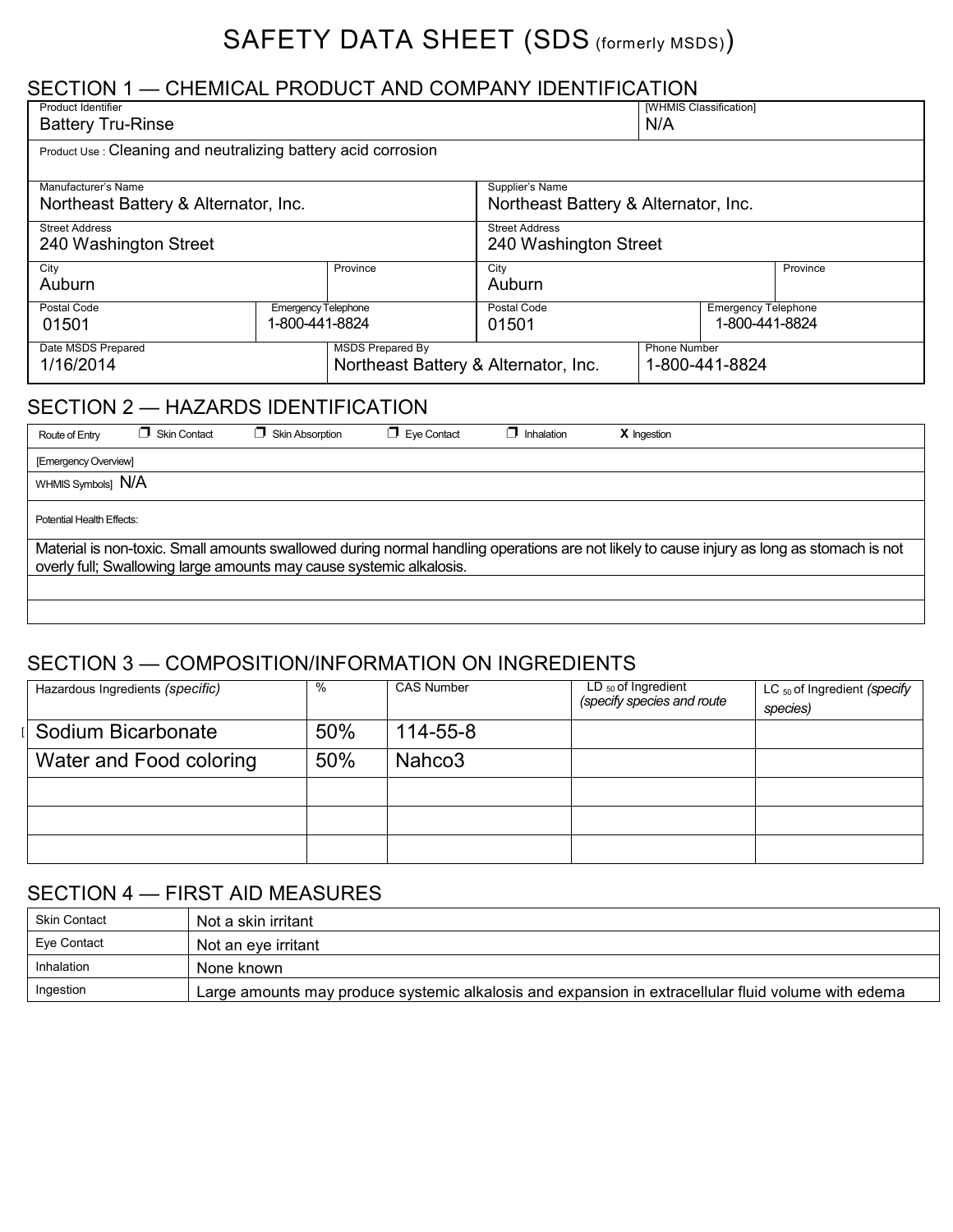# SAFETY DATA SHEET (SDS (formerly MSDS))

## SECTION 1 — CHEMICAL PRODUCT AND COMPANY IDENTIFICATION

| Product Identifier | | | | [WHMIS Classification] | |
|---|---|---|---|---|---|
| Battery Tru-Rinse | | | | N/A | |
| Product Use : Cleaning and neutralizing battery acid corrosion | | | | | |
| Manufacturer's Name: Northeast Battery & Alternator, Inc. | | | Supplier's Name: Northeast Battery & Alternator, Inc. | | |
| Street Address: 240 Washington Street | | | Street Address: 240 Washington Street | | |
| City: Auburn | | Province: | City: Auburn | | Province: |
| Postal Code: 01501 | Emergency Telephone: 1-800-441-8824 | | Postal Code: 01501 | Emergency Telephone: 1-800-441-8824 | |
| Date MSDS Prepared: 1/16/2014 | | MSDS Prepared By: Northeast Battery & Alternator, Inc. | | Phone Number: 1-800-441-8824 | |

## SECTION 2 — HAZARDS IDENTIFICATION

Route of Entry ❒ Skin Contact ❒ Skin Absorption ❒ Eye Contact ❒ Inhalation **X** Ingestion

[Emergency Overview]

WHMIS Symbols] N/A

Potential Health Effects:

Material is non-toxic. Small amounts swallowed during normal handling operations are not likely to cause injury as long as stomach is not overly full; Swallowing large amounts may cause systemic alkalosis.

## SECTION 3 — COMPOSITION/INFORMATION ON INGREDIENTS

| Hazardous Ingredients *(specific)* | % | CAS Number | LD $_{50}$ of Ingredient *(specify species and route* | LC $_{50}$ of Ingredient *(specify species)* |
|---|---|---|---|---|
| Sodium Bicarbonate | 50% | 114-55-8 | | |
| Water and Food coloring | 50% | Nahco3 | | |
| | | | | |
| | | | | |
| | | | | |

## SECTION 4 — FIRST AID MEASURES

| Skin Contact | Not a skin irritant |
|---|---|
| Eye Contact | Not an eye irritant |
| Inhalation | None known |
| Ingestion | Large amounts may produce systemic alkalosis and expansion in extracellular fluid volume with edema |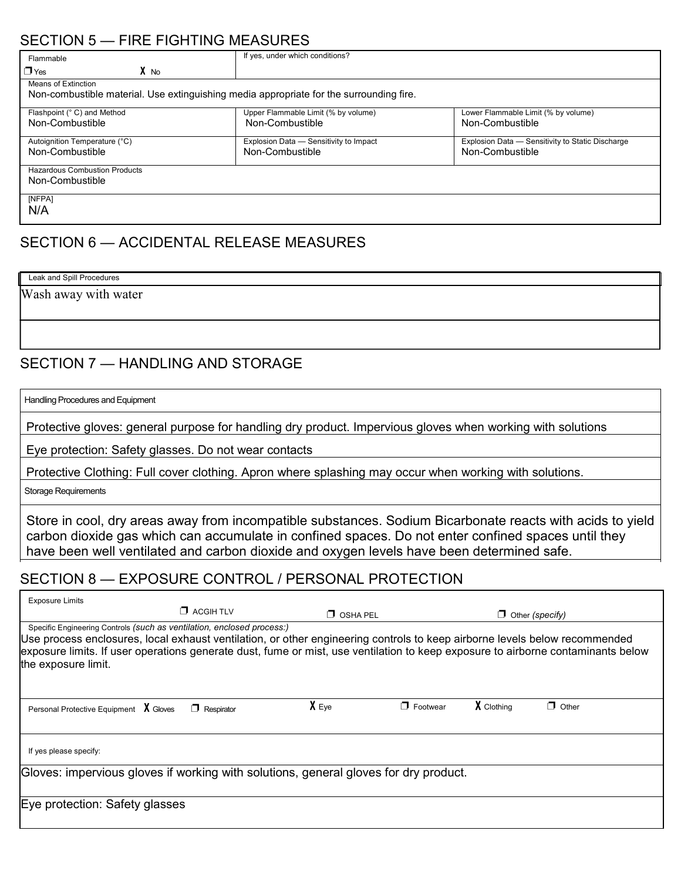## SECTION 5 — FIRE FIGHTING MEASURES

| Flammable | If yes, under which conditions? | |
|---|---|---|
| ❒ Yes X No | | |
| Means of Extinction<br>Non-combustible material. Use extinguishing media appropriate for the surrounding fire. | | |
| Flashpoint (° C) and Method<br>Non-Combustible | Upper Flammable Limit (% by volume)<br>Non-Combustible | Lower Flammable Limit (% by volume)<br>Non-Combustible |
| Autoignition Temperature (°C)<br>Non-Combustible | Explosion Data — Sensitivity to Impact<br>Non-Combustible | Explosion Data — Sensitivity to Static Discharge<br>Non-Combustible |
| Hazardous Combustion Products<br>Non-Combustible | | |
| [NFPA]<br>N/A | | |

## SECTION 6 — ACCIDENTAL RELEASE MEASURES

Leak and Spill Procedures

Wash away with water

## SECTION 7 — HANDLING AND STORAGE

Handling Procedures and Equipment

Protective gloves: general purpose for handling dry product. Impervious gloves when working with solutions

Eye protection: Safety glasses. Do not wear contacts

Protective Clothing: Full cover clothing. Apron where splashing may occur when working with solutions.

Storage Requirements

Store in cool, dry areas away from incompatible substances. Sodium Bicarbonate reacts with acids to yield carbon dioxide gas which can accumulate in confined spaces. Do not enter confined spaces until they have been well ventilated and carbon dioxide and oxygen levels have been determined safe.

## SECTION 8 — EXPOSURE CONTROL / PERSONAL PROTECTION

Exposure Limits ❒ ACGIH TLV ❒ OSHA PEL ❒ Other *(specify)*

Specific Engineering Controls *(such as ventilation, enclosed process:)*

Use process enclosures, local exhaust ventilation, or other engineering controls to keep airborne levels below recommended exposure limits. If user operations generate dust, fume or mist, use ventilation to keep exposure to airborne contaminants below the exposure limit.

Personal Protective Equipment X Gloves ❒ Respirator X Eye ❒ Footwear X Clothing ❒ Other

If yes please specify:

Gloves: impervious gloves if working with solutions, general gloves for dry product.

Eye protection: Safety glasses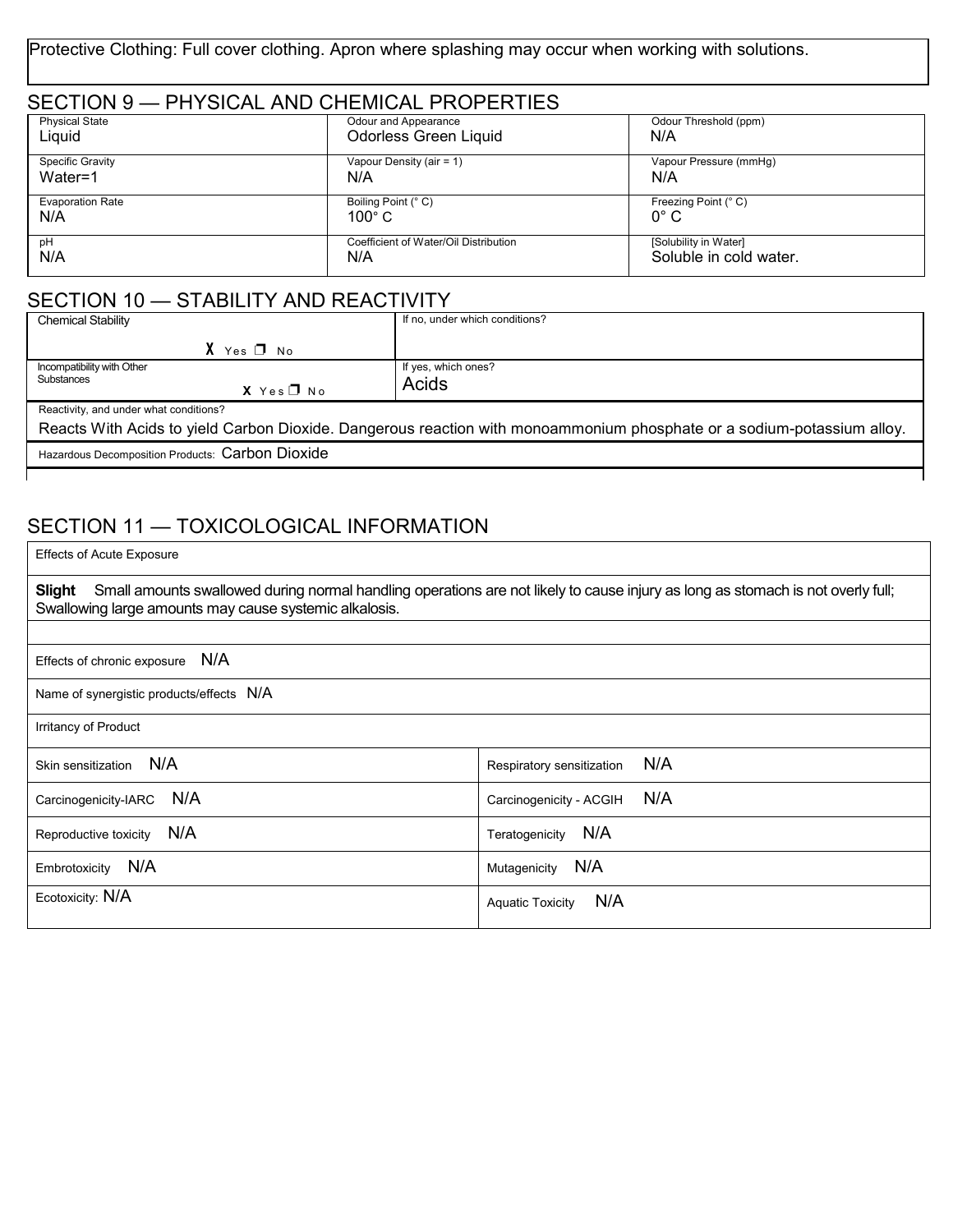Protective Clothing: Full cover clothing. Apron where splashing may occur when working with solutions.

## SECTION 9 — PHYSICAL AND CHEMICAL PROPERTIES

| Physical State | Odour and Appearance | Odour Threshold (ppm) |
|---|---|---|
| Liquid | Odorless Green Liquid | N/A |
| **Specific Gravity** | **Vapour Density (air = 1)** | **Vapour Pressure (mmHg)** |
| Water=1 | N/A | N/A |
| **Evaporation Rate** | **Boiling Point (° C)** | **Freezing Point (° C)** |
| N/A | 100° C | 0° C |
| **pH** | **Coefficient of Water/Oil Distribution** | **[Solubility in Water]** |
| N/A | N/A | Soluble in cold water. |

## SECTION 10 — STABILITY AND REACTIVITY

| Chemical Stability | If no, under which conditions? |
|---|---|
| X Yes ☐ No | |
| **Incompatibility with Other Substances** X Yes ☐ No | **If yes, which ones?** Acids |

Reactivity, and under what conditions?

Reacts With Acids to yield Carbon Dioxide. Dangerous reaction with monoammonium phosphate or a sodium-potassium alloy.

Hazardous Decomposition Products: Carbon Dioxide

## SECTION 11 — TOXICOLOGICAL INFORMATION

Effects of Acute Exposure

**Slight** Small amounts swallowed during normal handling operations are not likely to cause injury as long as stomach is not overly full; Swallowing large amounts may cause systemic alkalosis.

Effects of chronic exposure N/A

Name of synergistic products/effects N/A

Irritancy of Product

| | |
|---|---|
| Skin sensitization N/A | Respiratory sensitization N/A |
| Carcinogenicity-IARC N/A | Carcinogenicity - ACGIH N/A |
| Reproductive toxicity N/A | Teratogenicity N/A |
| Embrotoxicity N/A | Mutagenicity N/A |
| Ecotoxicity: N/A | Aquatic Toxicity N/A |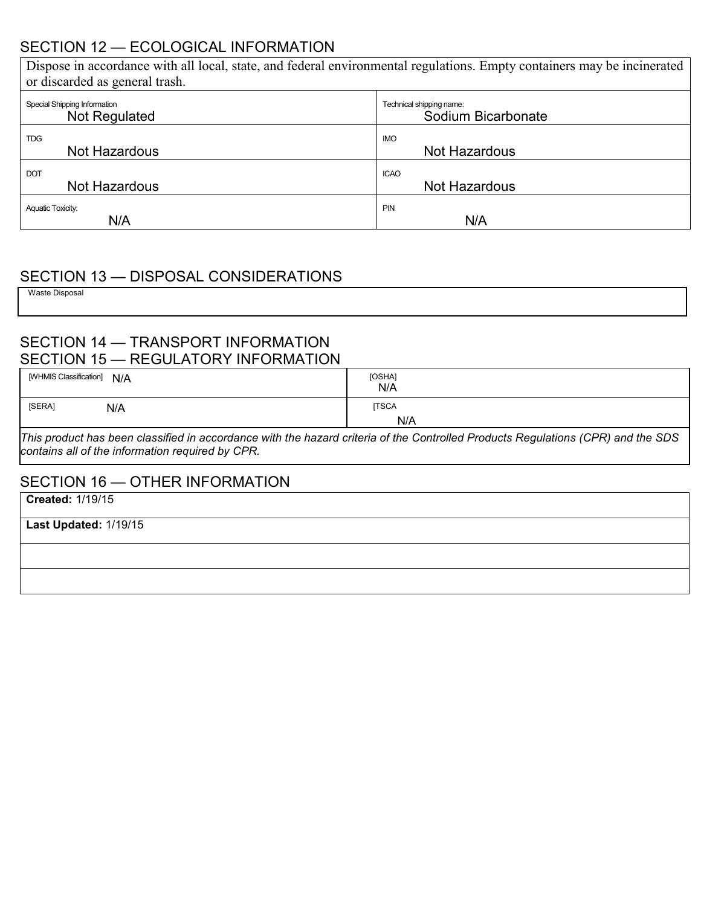## SECTION 12 — ECOLOGICAL INFORMATION

Dispose in accordance with all local, state, and federal environmental regulations. Empty containers may be incinerated or discarded as general trash.

| | |
|---|---|
| Special Shipping Information<br>Not Regulated | Technical shipping name:<br>Sodium Bicarbonate |
| TDG<br>Not Hazardous | IMO<br>Not Hazardous |
| DOT<br>Not Hazardous | ICAO<br>Not Hazardous |
| Aquatic Toxicity:<br>N/A | PIN<br>N/A |

## SECTION 13 — DISPOSAL CONSIDERATIONS

Waste Disposal

## SECTION 14 — TRANSPORT INFORMATION

## SECTION 15 — REGULATORY INFORMATION

| | |
|---|---|
| [WHMIS Classification] N/A | [OSHA]<br>N/A |
| [SERA] N/A | [TSCA<br>N/A |

*This product has been classified in accordance with the hazard criteria of the Controlled Products Regulations (CPR) and the SDS contains all of the information required by CPR.*

## SECTION 16 — OTHER INFORMATION

| |
|---|
| **Created:** 1/19/15 |
| **Last Updated:** 1/19/15 |
| |
| |